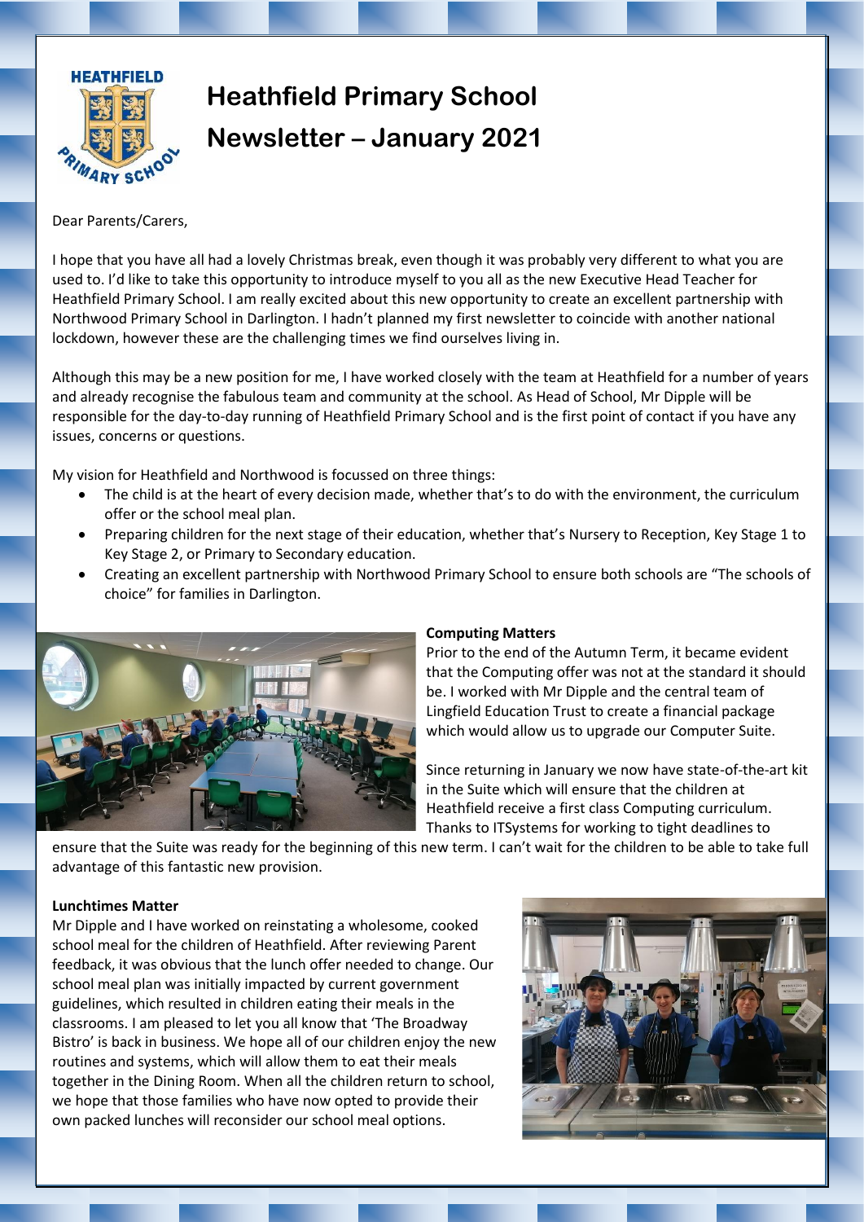# Heathfield Primary School

## Newsletter – January 2021

Dear Parents/Carers,

I hope that you have all had a lovely Christmas break, even though it was probably very different to what you are used to. I'd like to take this opportunity to introduce myself to you all as the new Executive Head Teacher for Heathfield Primary School. I am really excited about this new opportunity to create an excellent partnership with Northwood Primary School in Darlington. I hadn't planned my first newsletter to coincide with another national lockdown, however these are the challenging times we find ourselves living in.

Although this may be a new position for me, I have worked closely with the team at Heathfield for a number of years and already recognise the fabulous team and community at the school. As Head of School, Mr Dipple will be responsible for the day-to-day running of Heathfield Primary School and is the first point of contact if you have any issues, concerns or questions.

My vision for Heathfield and Northwood is focussed on three things:

- The child is at the heart of every decision made, whether that's to do with the environment, the curriculum offer or the school meal plan.
- Preparing children for the next stage of their education, whether that's Nursery to Reception, Key Stage 1 to Key Stage 2, or Primary to Secondary education.
- Creating an excellent partnership with Northwood Primary School to ensure both schools are "The schools of choice" for families in Darlington.

**Computing Matters**

Prior to the end of the Autumn Term, it became evident that the Computing offer was not at the standard it should be. I worked with Mr Dipple and the central team of Lingfield Education Trust to create a financial package which would allow us to upgrade our Computer Suite.

Since returning in January we now have state-of-the-art kit in the Suite which will ensure that the children at Heathfield receive a first class Computing curriculum. Thanks to ITSystems for working to tight deadlines to ensure that the Suite was ready for the beginning of this new term. I can't wait for the children to be able to take full advantage of this fantastic new provision.

**Lunchtimes Matter**

Mr Dipple and I have worked on reinstating a wholesome, cooked school meal for the children of Heathfield. After reviewing Parent feedback, it was obvious that the lunch offer needed to change. Our school meal plan was initially impacted by current government guidelines, which resulted in children eating their meals in the classrooms. I am pleased to let you all know that 'The Broadway Bistro' is back in business. We hope all of our children enjoy the new routines and systems, which will allow them to eat their meals together in the Dining Room. When all the children return to school, we hope that those families who have now opted to provide their own packed lunches will reconsider our school meal options.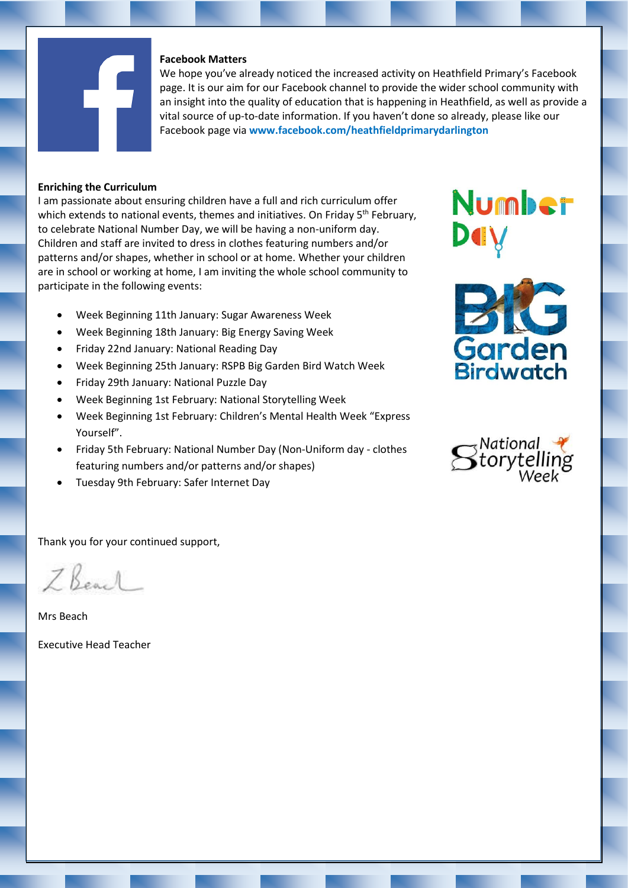**Facebook Matters**

We hope you've already noticed the increased activity on Heathfield Primary's Facebook page. It is our aim for our Facebook channel to provide the wider school community with an insight into the quality of education that is happening in Heathfield, as well as provide a vital source of up-to-date information. If you haven't done so already, please like our Facebook page via **www.facebook.com/heathfieldprimarydarlington**

**Enriching the Curriculum**

I am passionate about ensuring children have a full and rich curriculum offer which extends to national events, themes and initiatives. On Friday 5th February, to celebrate National Number Day, we will be having a non-uniform day. Children and staff are invited to dress in clothes featuring numbers and/or patterns and/or shapes, whether in school or at home. Whether your children are in school or working at home, I am inviting the whole school community to participate in the following events:

- Week Beginning 11th January: Sugar Awareness Week
- Week Beginning 18th January: Big Energy Saving Week
- Friday 22nd January: National Reading Day
- Week Beginning 25th January: RSPB Big Garden Bird Watch Week
- Friday 29th January: National Puzzle Day
- Week Beginning 1st February: National Storytelling Week
- Week Beginning 1st February: Children's Mental Health Week "Express Yourself".
- Friday 5th February: National Number Day (Non-Uniform day - clothes featuring numbers and/or patterns and/or shapes)
- Tuesday 9th February: Safer Internet Day

Thank you for your continued support,

Mrs Beach

Executive Head Teacher